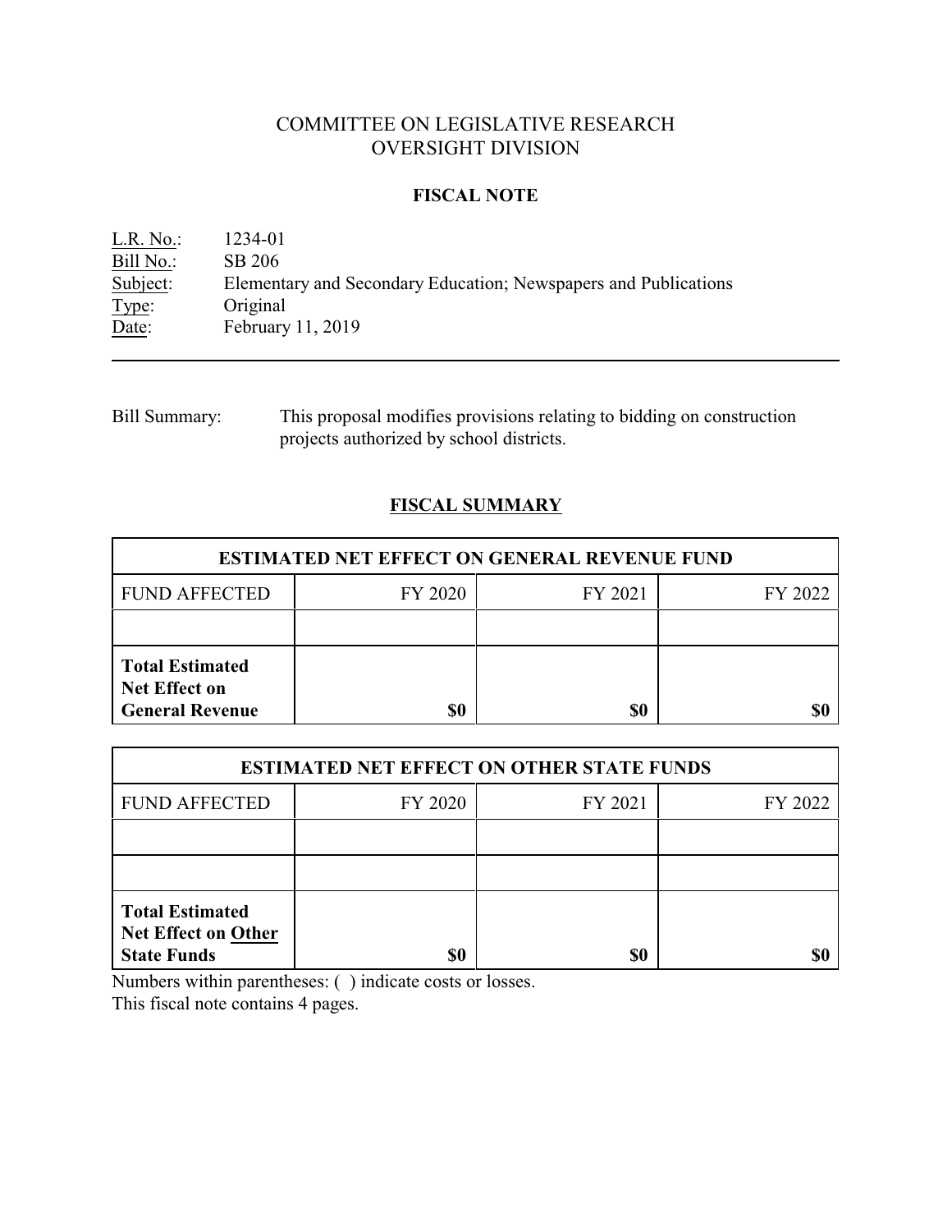# COMMITTEE ON LEGISLATIVE RESEARCH
# OVERSIGHT DIVISION

## FISCAL NOTE

L.R. No.: 1234-01
Bill No.: SB 206
Subject: Elementary and Secondary Education; Newspapers and Publications
Type: Original
Date: February 11, 2019

---

Bill Summary: This proposal modifies provisions relating to bidding on construction projects authorized by school districts.

## FISCAL SUMMARY

| ESTIMATED NET EFFECT ON GENERAL REVENUE FUND | | | |
|---|---|---|---|
| FUND AFFECTED | FY 2020 | FY 2021 | FY 2022 |
| | | | |
| **Total Estimated Net Effect on General Revenue** | **$0** | **$0** | **$0** |

| ESTIMATED NET EFFECT ON OTHER STATE FUNDS | | | |
|---|---|---|---|
| FUND AFFECTED | FY 2020 | FY 2021 | FY 2022 |
| | | | |
| | | | |
| **Total Estimated Net Effect on Other State Funds** | **$0** | **$0** | **$0** |

Numbers within parentheses: ( ) indicate costs or losses.
This fiscal note contains 4 pages.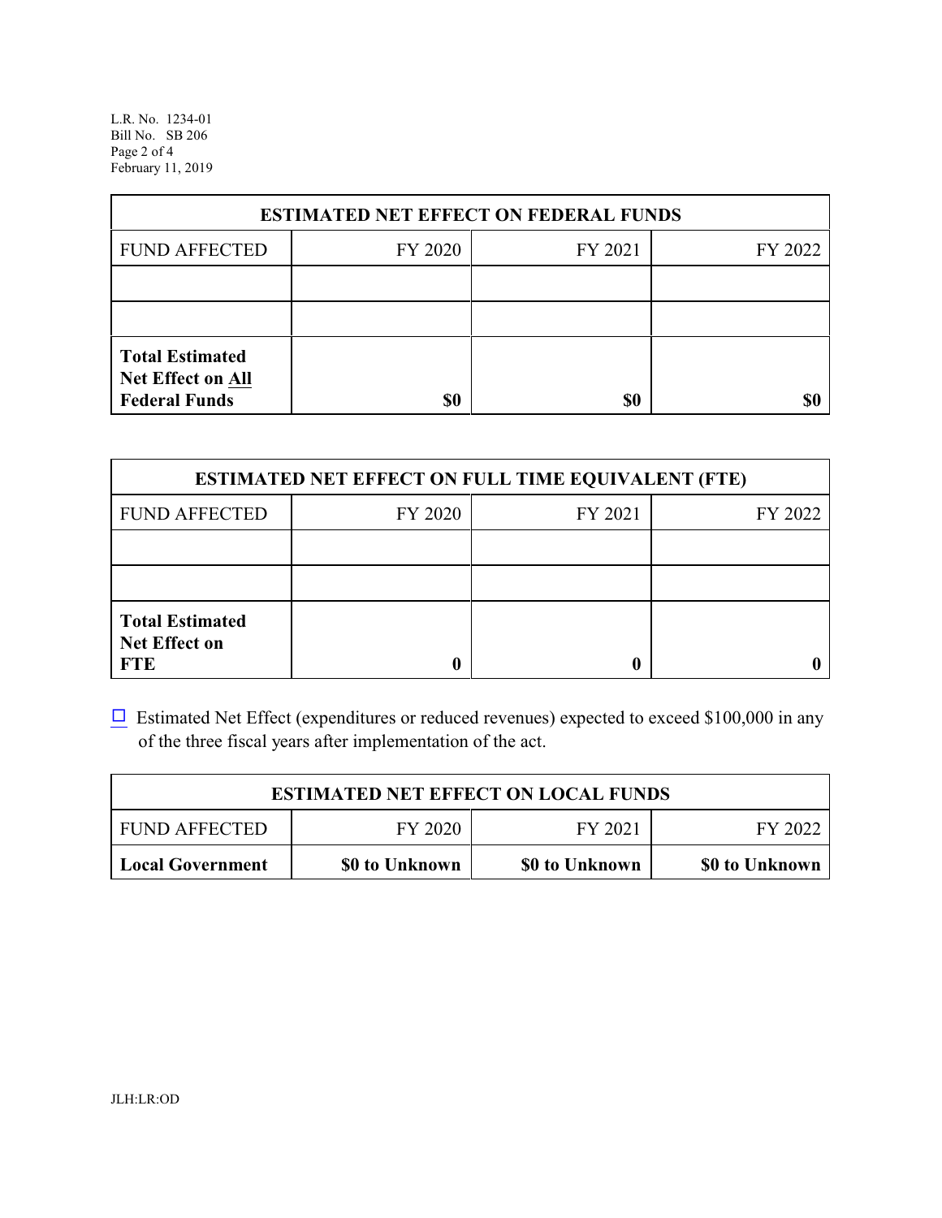| ESTIMATED NET EFFECT ON FEDERAL FUNDS | | | |
|---|---|---|---|
| FUND AFFECTED | FY 2020 | FY 2021 | FY 2022 |
| | | | |
| | | | |
| **Total Estimated Net Effect on All Federal Funds** | **$0** | **$0** | **$0** |

| ESTIMATED NET EFFECT ON FULL TIME EQUIVALENT (FTE) | | | |
|---|---|---|---|
| FUND AFFECTED | FY 2020 | FY 2021 | FY 2022 |
| | | | |
| | | | |
| **Total Estimated Net Effect on FTE** | **0** | **0** | **0** |

☐ Estimated Net Effect (expenditures or reduced revenues) expected to exceed $100,000 in any of the three fiscal years after implementation of the act.

| ESTIMATED NET EFFECT ON LOCAL FUNDS | | | |
|---|---|---|---|
| FUND AFFECTED | FY 2020 | FY 2021 | FY 2022 |
| **Local Government** | **$0 to Unknown** | **$0 to Unknown** | **$0 to Unknown** |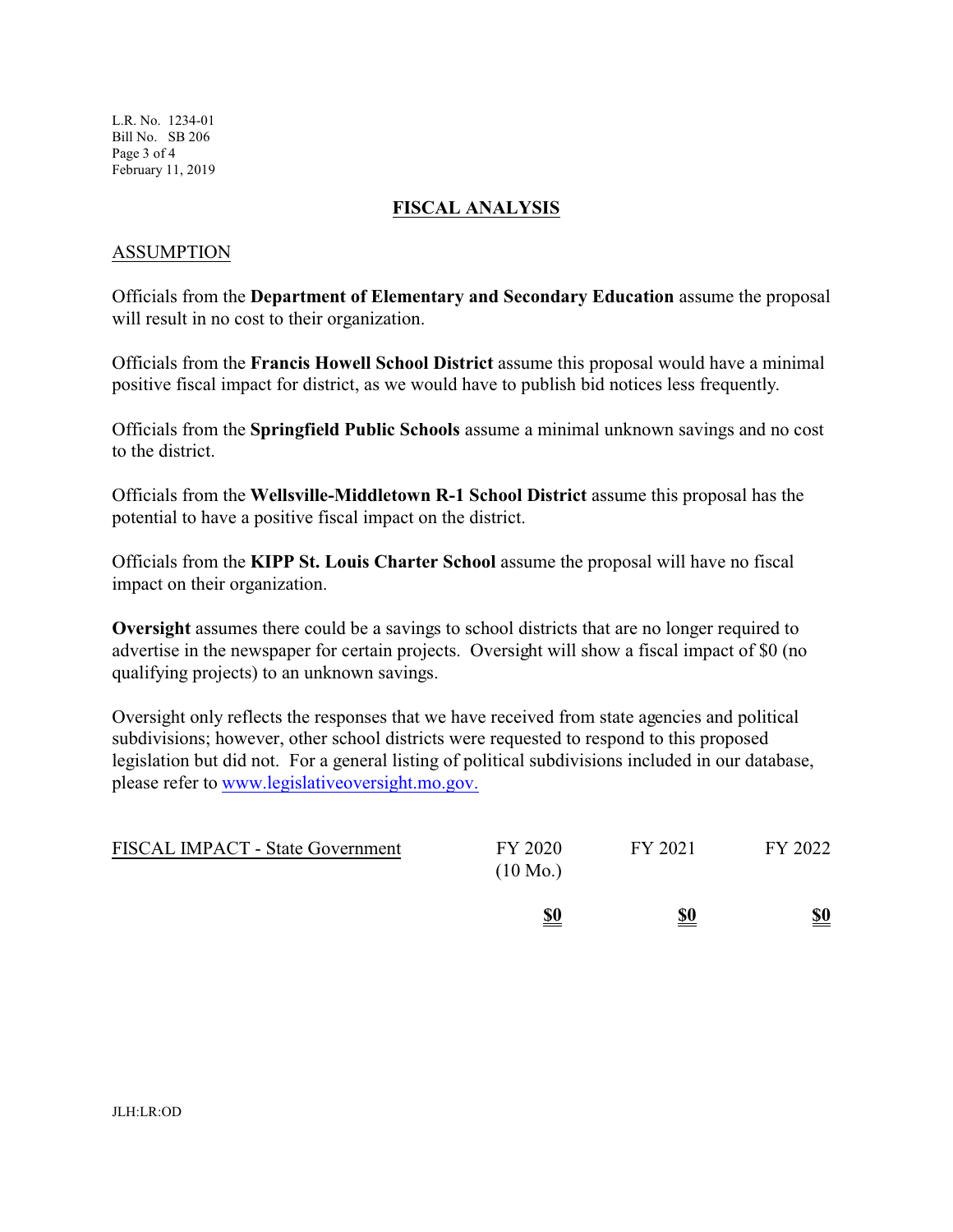## FISCAL ANALYSIS

### ASSUMPTION

Officials from the **Department of Elementary and Secondary Education** assume the proposal will result in no cost to their organization.

Officials from the **Francis Howell School District** assume this proposal would have a minimal positive fiscal impact for district, as we would have to publish bid notices less frequently.

Officials from the **Springfield Public Schools** assume a minimal unknown savings and no cost to the district.

Officials from the **Wellsville-Middletown R-1 School District** assume this proposal has the potential to have a positive fiscal impact on the district.

Officials from the **KIPP St. Louis Charter School** assume the proposal will have no fiscal impact on their organization.

**Oversight** assumes there could be a savings to school districts that are no longer required to advertise in the newspaper for certain projects. Oversight will show a fiscal impact of $0 (no qualifying projects) to an unknown savings.

Oversight only reflects the responses that we have received from state agencies and political subdivisions; however, other school districts were requested to respond to this proposed legislation but did not. For a general listing of political subdivisions included in our database, please refer to www.legislativeoversight.mo.gov.

| FISCAL IMPACT - State Government | FY 2020 (10 Mo.) | FY 2021 | FY 2022 |
|---|---|---|---|
| | **$0** | **$0** | **$0** |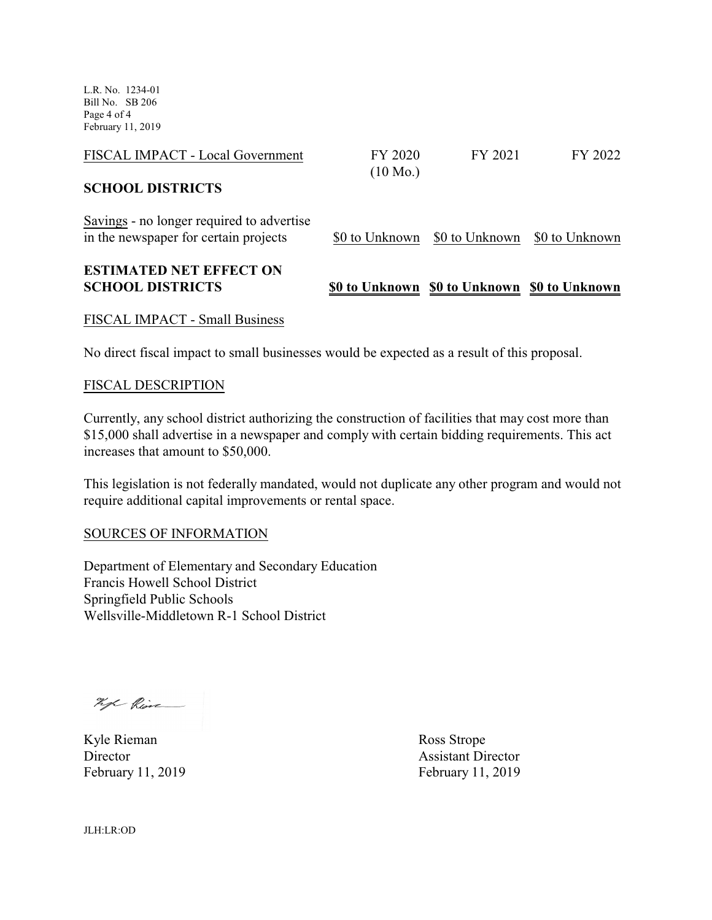| FISCAL IMPACT - Local Government | FY 2020 (10 Mo.) | FY 2021 | FY 2022 |
|---|---|---|---|
| **SCHOOL DISTRICTS** | | | |
| Savings - no longer required to advertise in the newspaper for certain projects | \$0 to Unknown | \$0 to Unknown | \$0 to Unknown |
| **ESTIMATED NET EFFECT ON SCHOOL DISTRICTS** | **\$0 to Unknown** | **\$0 to Unknown** | **\$0 to Unknown** |

FISCAL IMPACT - Small Business

No direct fiscal impact to small businesses would be expected as a result of this proposal.

FISCAL DESCRIPTION

Currently, any school district authorizing the construction of facilities that may cost more than $15,000 shall advertise in a newspaper and comply with certain bidding requirements. This act increases that amount to $50,000.

This legislation is not federally mandated, would not duplicate any other program and would not require additional capital improvements or rental space.

SOURCES OF INFORMATION

Department of Elementary and Secondary Education
Francis Howell School District
Springfield Public Schools
Wellsville-Middletown R-1 School District

Kyle Rieman
Director
February 11, 2019

Ross Strope
Assistant Director
February 11, 2019

JLH:LR:OD